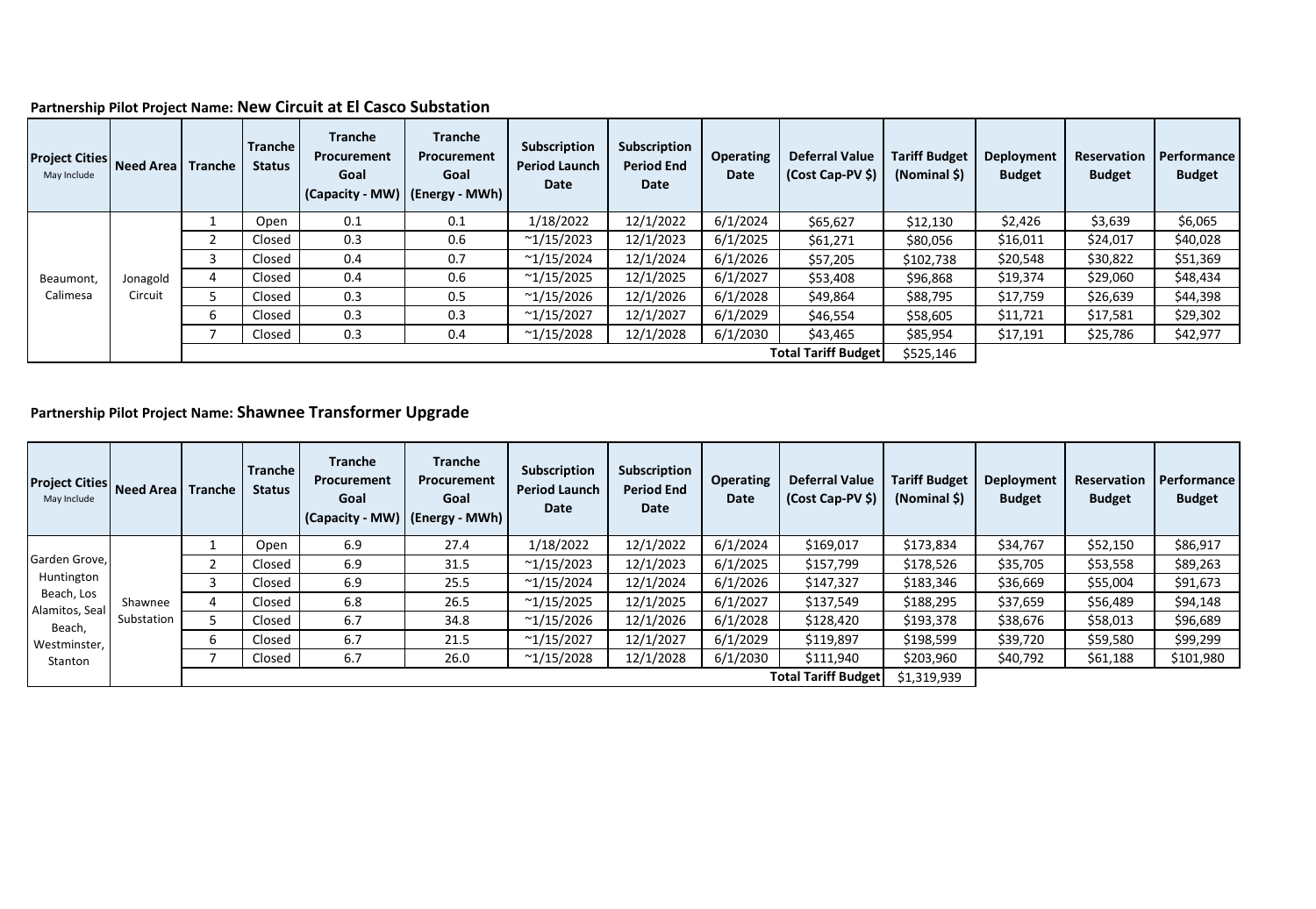**Partnership Pilot Project Name: New Circuit at El Casco Substation**

| Project Cities May Include | Need Area | Tranche | Tranche Status | Tranche Procurement Goal (Capacity - MW) | Tranche Procurement Goal (Energy - MWh) | Subscription Period Launch Date | Subscription Period End Date | Operating Date | Deferral Value (Cost Cap-PV $) | Tariff Budget (Nominal $) | Deployment Budget | Reservation Budget | Performance Budget |
|---|---|---|---|---|---|---|---|---|---|---|---|---|---|
| Beaumont, Calimesa | Jonagold Circuit | 1 | Open | 0.1 | 0.1 | 1/18/2022 | 12/1/2022 | 6/1/2024 | $65,627 | $12,130 | $2,426 | $3,639 | $6,065 |
| | | 2 | Closed | 0.3 | 0.6 | ~1/15/2023 | 12/1/2023 | 6/1/2025 | $61,271 | $80,056 | $16,011 | $24,017 | $40,028 |
| | | 3 | Closed | 0.4 | 0.7 | ~1/15/2024 | 12/1/2024 | 6/1/2026 | $57,205 | $102,738 | $20,548 | $30,822 | $51,369 |
| | | 4 | Closed | 0.4 | 0.6 | ~1/15/2025 | 12/1/2025 | 6/1/2027 | $53,408 | $96,868 | $19,374 | $29,060 | $48,434 |
| | | 5 | Closed | 0.3 | 0.5 | ~1/15/2026 | 12/1/2026 | 6/1/2028 | $49,864 | $88,795 | $17,759 | $26,639 | $44,398 |
| | | 6 | Closed | 0.3 | 0.3 | ~1/15/2027 | 12/1/2027 | 6/1/2029 | $46,554 | $58,605 | $11,721 | $17,581 | $29,302 |
| | | 7 | Closed | 0.3 | 0.4 | ~1/15/2028 | 12/1/2028 | 6/1/2030 | $43,465 | $85,954 | $17,191 | $25,786 | $42,977 |
| | | | | | | | | | **Total Tariff Budget** | $525,146 | | | |

**Partnership Pilot Project Name: Shawnee Transformer Upgrade**

| Project Cities May Include | Need Area | Tranche | Tranche Status | Tranche Procurement Goal (Capacity - MW) | Tranche Procurement Goal (Energy - MWh) | Subscription Period Launch Date | Subscription Period End Date | Operating Date | Deferral Value (Cost Cap-PV $) | Tariff Budget (Nominal $) | Deployment Budget | Reservation Budget | Performance Budget |
|---|---|---|---|---|---|---|---|---|---|---|---|---|---|
| Garden Grove, Huntington Beach, Los Alamitos, Seal Beach, Westminster, Stanton | Shawnee Substation | 1 | Open | 6.9 | 27.4 | 1/18/2022 | 12/1/2022 | 6/1/2024 | $169,017 | $173,834 | $34,767 | $52,150 | $86,917 |
| | | 2 | Closed | 6.9 | 31.5 | ~1/15/2023 | 12/1/2023 | 6/1/2025 | $157,799 | $178,526 | $35,705 | $53,558 | $89,263 |
| | | 3 | Closed | 6.9 | 25.5 | ~1/15/2024 | 12/1/2024 | 6/1/2026 | $147,327 | $183,346 | $36,669 | $55,004 | $91,673 |
| | | 4 | Closed | 6.8 | 26.5 | ~1/15/2025 | 12/1/2025 | 6/1/2027 | $137,549 | $188,295 | $37,659 | $56,489 | $94,148 |
| | | 5 | Closed | 6.7 | 34.8 | ~1/15/2026 | 12/1/2026 | 6/1/2028 | $128,420 | $193,378 | $38,676 | $58,013 | $96,689 |
| | | 6 | Closed | 6.7 | 21.5 | ~1/15/2027 | 12/1/2027 | 6/1/2029 | $119,897 | $198,599 | $39,720 | $59,580 | $99,299 |
| | | 7 | Closed | 6.7 | 26.0 | ~1/15/2028 | 12/1/2028 | 6/1/2030 | $111,940 | $203,960 | $40,792 | $61,188 | $101,980 |
| | | | | | | | | | **Total Tariff Budget** | $1,319,939 | | | |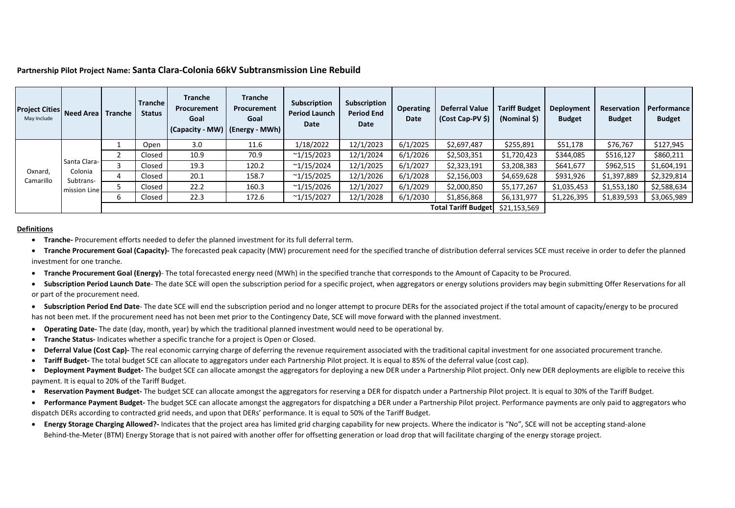**Partnership Pilot Project Name: Santa Clara-Colonia 66kV Subtransmission Line Rebuild**

| Project Cities May Include | Need Area | Tranche | Tranche Status | Tranche Procurement Goal (Capacity - MW) | Tranche Procurement Goal (Energy - MWh) | Subscription Period Launch Date | Subscription Period End Date | Operating Date | Deferral Value (Cost Cap-PV $) | Tariff Budget (Nominal $) | Deployment Budget | Reservation Budget | Performance Budget |
|---|---|---|---|---|---|---|---|---|---|---|---|---|---|
| Oxnard, Camarillo | Santa Clara-Colonia Subtrans-mission Line | 1 | Open | 3.0 | 11.6 | 1/18/2022 | 12/1/2023 | 6/1/2025 | $2,697,487 | $255,891 | $51,178 | $76,767 | $127,945 |
| | | 2 | Closed | 10.9 | 70.9 | ~1/15/2023 | 12/1/2024 | 6/1/2026 | $2,503,351 | $1,720,423 | $344,085 | $516,127 | $860,211 |
| | | 3 | Closed | 19.3 | 120.2 | ~1/15/2024 | 12/1/2025 | 6/1/2027 | $2,323,191 | $3,208,383 | $641,677 | $962,515 | $1,604,191 |
| | | 4 | Closed | 20.1 | 158.7 | ~1/15/2025 | 12/1/2026 | 6/1/2028 | $2,156,003 | $4,659,628 | $931,926 | $1,397,889 | $2,329,814 |
| | | 5 | Closed | 22.2 | 160.3 | ~1/15/2026 | 12/1/2027 | 6/1/2029 | $2,000,850 | $5,177,267 | $1,035,453 | $1,553,180 | $2,588,634 |
| | | 6 | Closed | 22.3 | 172.6 | ~1/15/2027 | 12/1/2028 | 6/1/2030 | $1,856,868 | $6,131,977 | $1,226,395 | $1,839,593 | $3,065,989 |
| | | | | | | | | | **Total Tariff Budget** | $21,153,569 | | | |

**Definitions**

- **Tranche-** Procurement efforts needed to defer the planned investment for its full deferral term.
- **Tranche Procurement Goal (Capacity)-** The forecasted peak capacity (MW) procurement need for the specified tranche of distribution deferral services SCE must receive in order to defer the planned investment for one tranche.
- **Tranche Procurement Goal (Energy)**- The total forecasted energy need (MWh) in the specified tranche that corresponds to the Amount of Capacity to be Procured.
- **Subscription Period Launch Date**- The date SCE will open the subscription period for a specific project, when aggregators or energy solutions providers may begin submitting Offer Reservations for all or part of the procurement need.
- **Subscription Period End Date**- The date SCE will end the subscription period and no longer attempt to procure DERs for the associated project if the total amount of capacity/energy to be procured has not been met. If the procurement need has not been met prior to the Contingency Date, SCE will move forward with the planned investment.
- **Operating Date-** The date (day, month, year) by which the traditional planned investment would need to be operational by.
- **Tranche Status-** Indicates whether a specific tranche for a project is Open or Closed.
- **Deferral Value (Cost Cap)-** The real economic carrying charge of deferring the revenue requirement associated with the traditional capital investment for one associated procurement tranche.
- **Tariff Budget-** The total budget SCE can allocate to aggregators under each Partnership Pilot project. It is equal to 85% of the deferral value (cost cap).
- **Deployment Payment Budget-** The budget SCE can allocate amongst the aggregators for deploying a new DER under a Partnership Pilot project. Only new DER deployments are eligible to receive this payment. It is equal to 20% of the Tariff Budget.
- **Reservation Payment Budget-** The budget SCE can allocate amongst the aggregators for reserving a DER for dispatch under a Partnership Pilot project. It is equal to 30% of the Tariff Budget.
- **Performance Payment Budget-** The budget SCE can allocate amongst the aggregators for dispatching a DER under a Partnership Pilot project. Performance payments are only paid to aggregators who dispatch DERs according to contracted grid needs, and upon that DERs' performance. It is equal to 50% of the Tariff Budget.
- **Energy Storage Charging Allowed?-** Indicates that the project area has limited grid charging capability for new projects. Where the indicator is "No", SCE will not be accepting stand-alone Behind-the-Meter (BTM) Energy Storage that is not paired with another offer for offsetting generation or load drop that will facilitate charging of the energy storage project.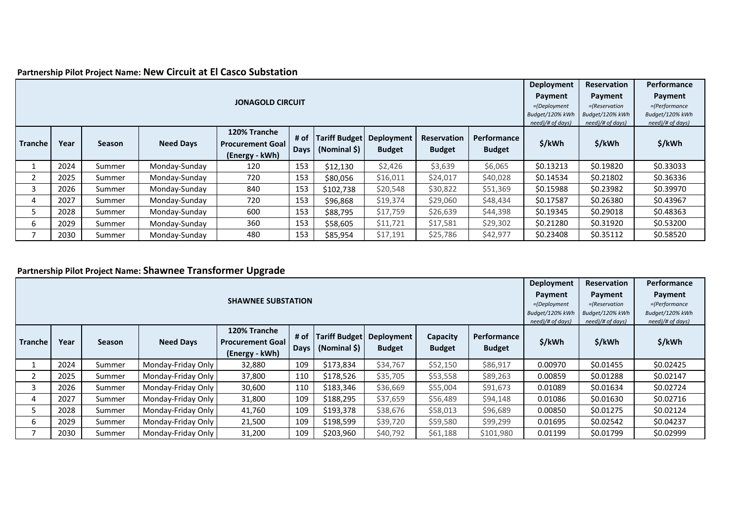**Partnership Pilot Project Name: New Circuit at El Casco Substation**

| JONAGOLD CIRCUIT | | | | | | | | | | Deployment Payment *=(Deployment Budget/120% kWh need)/# of days)* | Reservation Payment *=(Reservation Budget/120% kWh need)/# of days)* | Performance Payment *=(Performance Budget/120% kWh need)/# of days)* |
|---|---|---|---|---|---|---|---|---|---|---|---|---|
| **Tranche** | **Year** | **Season** | **Need Days** | **120% Tranche Procurement Goal (Energy - kWh)** | **# of Days** | **Tariff Budget (Nominal $)** | **Deployment Budget** | **Reservation Budget** | **Performance Budget** | **$/kWh** | **$/kWh** | **$/kWh** |
| 1 | 2024 | Summer | Monday-Sunday | 120 | 153 | $12,130 | $2,426 | $3,639 | $6,065 | $0.13213 | $0.19820 | $0.33033 |
| 2 | 2025 | Summer | Monday-Sunday | 720 | 153 | $80,056 | $16,011 | $24,017 | $40,028 | $0.14534 | $0.21802 | $0.36336 |
| 3 | 2026 | Summer | Monday-Sunday | 840 | 153 | $102,738 | $20,548 | $30,822 | $51,369 | $0.15988 | $0.23982 | $0.39970 |
| 4 | 2027 | Summer | Monday-Sunday | 720 | 153 | $96,868 | $19,374 | $29,060 | $48,434 | $0.17587 | $0.26380 | $0.43967 |
| 5 | 2028 | Summer | Monday-Sunday | 600 | 153 | $88,795 | $17,759 | $26,639 | $44,398 | $0.19345 | $0.29018 | $0.48363 |
| 6 | 2029 | Summer | Monday-Sunday | 360 | 153 | $58,605 | $11,721 | $17,581 | $29,302 | $0.21280 | $0.31920 | $0.53200 |
| 7 | 2030 | Summer | Monday-Sunday | 480 | 153 | $85,954 | $17,191 | $25,786 | $42,977 | $0.23408 | $0.35112 | $0.58520 |

**Partnership Pilot Project Name: Shawnee Transformer Upgrade**

| SHAWNEE SUBSTATION | | | | | | | | | | Deployment Payment *=(Deployment Budget/120% kWh need)/# of days)* | Reservation Payment *=(Reservation Budget/120% kWh need)/# of days)* | Performance Payment *=(Performance Budget/120% kWh need)/# of days)* |
|---|---|---|---|---|---|---|---|---|---|---|---|---|
| **Tranche** | **Year** | **Season** | **Need Days** | **120% Tranche Procurement Goal (Energy - kWh)** | **# of Days** | **Tariff Budget (Nominal $)** | **Deployment Budget** | **Capacity Budget** | **Performance Budget** | **$/kWh** | **$/kWh** | **$/kWh** |
| 1 | 2024 | Summer | Monday-Friday Only | 32,880 | 109 | $173,834 | $34,767 | $52,150 | $86,917 | 0.00970 | $0.01455 | $0.02425 |
| 2 | 2025 | Summer | Monday-Friday Only | 37,800 | 110 | $178,526 | $35,705 | $53,558 | $89,263 | 0.00859 | $0.01288 | $0.02147 |
| 3 | 2026 | Summer | Monday-Friday Only | 30,600 | 110 | $183,346 | $36,669 | $55,004 | $91,673 | 0.01089 | $0.01634 | $0.02724 |
| 4 | 2027 | Summer | Monday-Friday Only | 31,800 | 109 | $188,295 | $37,659 | $56,489 | $94,148 | 0.01086 | $0.01630 | $0.02716 |
| 5 | 2028 | Summer | Monday-Friday Only | 41,760 | 109 | $193,378 | $38,676 | $58,013 | $96,689 | 0.00850 | $0.01275 | $0.02124 |
| 6 | 2029 | Summer | Monday-Friday Only | 21,500 | 109 | $198,599 | $39,720 | $59,580 | $99,299 | 0.01695 | $0.02542 | $0.04237 |
| 7 | 2030 | Summer | Monday-Friday Only | 31,200 | 109 | $203,960 | $40,792 | $61,188 | $101,980 | 0.01199 | $0.01799 | $0.02999 |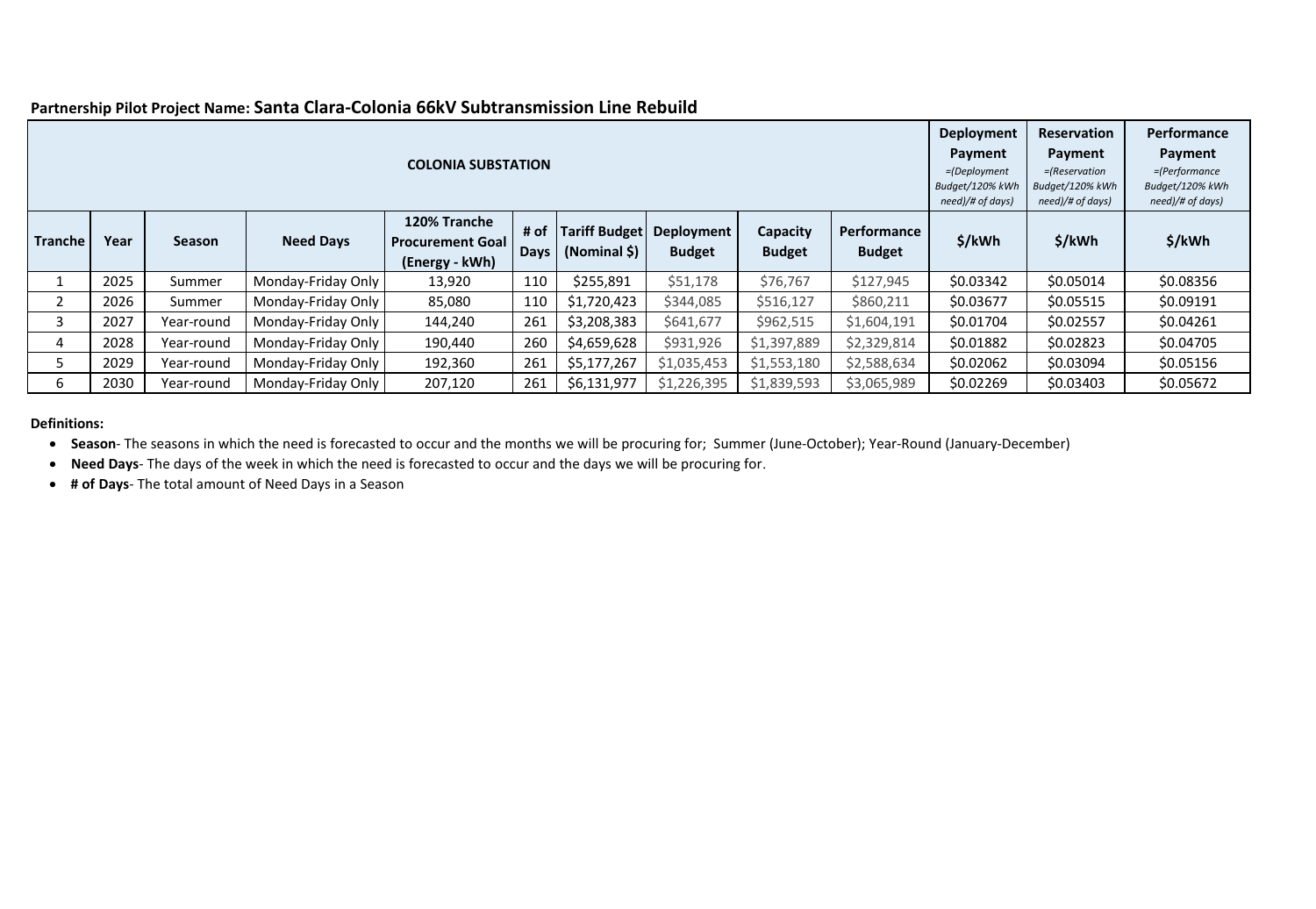**Partnership Pilot Project Name: Santa Clara-Colonia 66kV Subtransmission Line Rebuild**

| COLONIA SUBSTATION | | | | | | | | | | Deployment Payment *=(Deployment Budget/120% kWh need)/# of days)* | Reservation Payment *=(Reservation Budget/120% kWh need)/# of days)* | Performance Payment *=(Performance Budget/120% kWh need)/# of days)* |
|---|---|---|---|---|---|---|---|---|---|---|---|---|
| **Tranche** | **Year** | **Season** | **Need Days** | **120% Tranche Procurement Goal (Energy - kWh)** | **# of Days** | **Tariff Budget (Nominal $)** | **Deployment Budget** | **Capacity Budget** | **Performance Budget** | **$/kWh** | **$/kWh** | **$/kWh** |
| 1 | 2025 | Summer | Monday-Friday Only | 13,920 | 110 | $255,891 | $51,178 | $76,767 | $127,945 | $0.03342 | $0.05014 | $0.08356 |
| 2 | 2026 | Summer | Monday-Friday Only | 85,080 | 110 | $1,720,423 | $344,085 | $516,127 | $860,211 | $0.03677 | $0.05515 | $0.09191 |
| 3 | 2027 | Year-round | Monday-Friday Only | 144,240 | 261 | $3,208,383 | $641,677 | $962,515 | $1,604,191 | $0.01704 | $0.02557 | $0.04261 |
| 4 | 2028 | Year-round | Monday-Friday Only | 190,440 | 260 | $4,659,628 | $931,926 | $1,397,889 | $2,329,814 | $0.01882 | $0.02823 | $0.04705 |
| 5 | 2029 | Year-round | Monday-Friday Only | 192,360 | 261 | $5,177,267 | $1,035,453 | $1,553,180 | $2,588,634 | $0.02062 | $0.03094 | $0.05156 |
| 6 | 2030 | Year-round | Monday-Friday Only | 207,120 | 261 | $6,131,977 | $1,226,395 | $1,839,593 | $3,065,989 | $0.02269 | $0.03403 | $0.05672 |

**Definitions:**

- **Season**- The seasons in which the need is forecasted to occur and the months we will be procuring for; Summer (June-October); Year-Round (January-December)
- **Need Days**- The days of the week in which the need is forecasted to occur and the days we will be procuring for.
- **# of Days**- The total amount of Need Days in a Season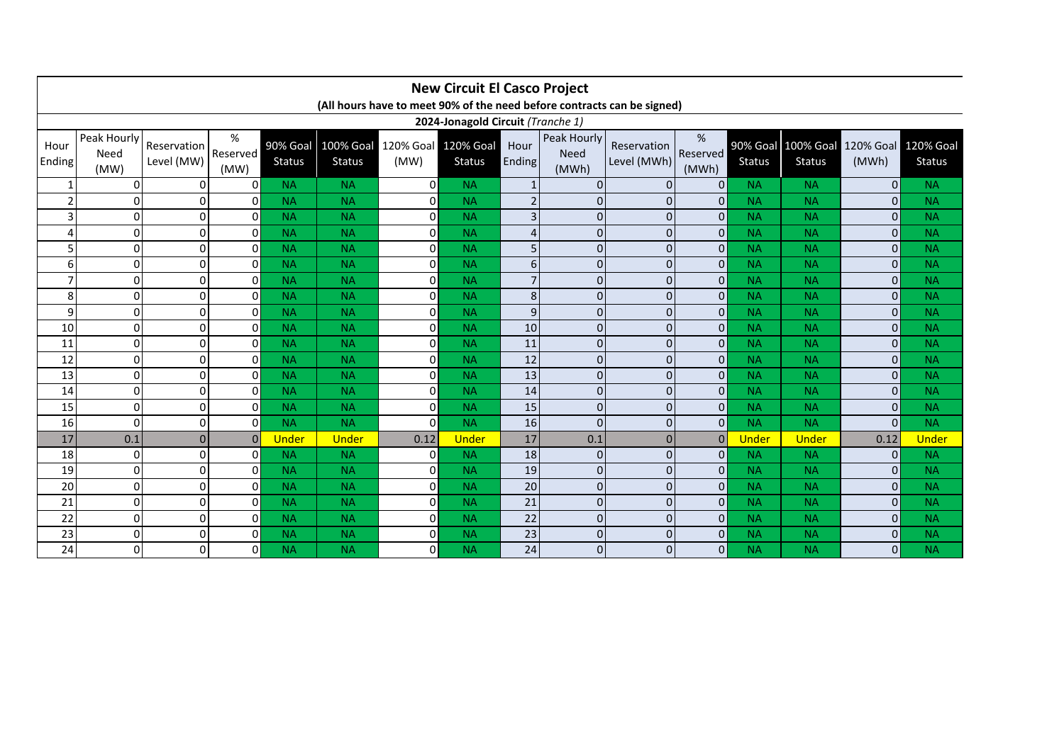# New Circuit El Casco Project

**(All hours have to meet 90% of the need before contracts can be signed)**

### 2024-Jonagold Circuit *(Tranche 1)*

| Hour Ending | Peak Hourly Need (MW) | Reservation Level (MW) | % Reserved (MW) | 90% Goal Status | 100% Goal Status | 120% Goal (MW) | 120% Goal Status | Hour Ending | Peak Hourly Need (MWh) | Reservation Level (MWh) | % Reserved (MWh) | 90% Goal Status | 100% Goal Status | 120% Goal (MWh) | 120% Goal Status |
|---|---|---|---|---|---|---|---|---|---|---|---|---|---|---|---|
| 1 | 0 | 0 | 0 | NA | NA | 0 | NA | 1 | 0 | 0 | 0 | NA | NA | 0 | NA |
| 2 | 0 | 0 | 0 | NA | NA | 0 | NA | 2 | 0 | 0 | 0 | NA | NA | 0 | NA |
| 3 | 0 | 0 | 0 | NA | NA | 0 | NA | 3 | 0 | 0 | 0 | NA | NA | 0 | NA |
| 4 | 0 | 0 | 0 | NA | NA | 0 | NA | 4 | 0 | 0 | 0 | NA | NA | 0 | NA |
| 5 | 0 | 0 | 0 | NA | NA | 0 | NA | 5 | 0 | 0 | 0 | NA | NA | 0 | NA |
| 6 | 0 | 0 | 0 | NA | NA | 0 | NA | 6 | 0 | 0 | 0 | NA | NA | 0 | NA |
| 7 | 0 | 0 | 0 | NA | NA | 0 | NA | 7 | 0 | 0 | 0 | NA | NA | 0 | NA |
| 8 | 0 | 0 | 0 | NA | NA | 0 | NA | 8 | 0 | 0 | 0 | NA | NA | 0 | NA |
| 9 | 0 | 0 | 0 | NA | NA | 0 | NA | 9 | 0 | 0 | 0 | NA | NA | 0 | NA |
| 10 | 0 | 0 | 0 | NA | NA | 0 | NA | 10 | 0 | 0 | 0 | NA | NA | 0 | NA |
| 11 | 0 | 0 | 0 | NA | NA | 0 | NA | 11 | 0 | 0 | 0 | NA | NA | 0 | NA |
| 12 | 0 | 0 | 0 | NA | NA | 0 | NA | 12 | 0 | 0 | 0 | NA | NA | 0 | NA |
| 13 | 0 | 0 | 0 | NA | NA | 0 | NA | 13 | 0 | 0 | 0 | NA | NA | 0 | NA |
| 14 | 0 | 0 | 0 | NA | NA | 0 | NA | 14 | 0 | 0 | 0 | NA | NA | 0 | NA |
| 15 | 0 | 0 | 0 | NA | NA | 0 | NA | 15 | 0 | 0 | 0 | NA | NA | 0 | NA |
| 16 | 0 | 0 | 0 | NA | NA | 0 | NA | 16 | 0 | 0 | 0 | NA | NA | 0 | NA |
| 17 | 0.1 | 0 | 0 | Under | Under | 0.12 | Under | 17 | 0.1 | 0 | 0 | Under | Under | 0.12 | Under |
| 18 | 0 | 0 | 0 | NA | NA | 0 | NA | 18 | 0 | 0 | 0 | NA | NA | 0 | NA |
| 19 | 0 | 0 | 0 | NA | NA | 0 | NA | 19 | 0 | 0 | 0 | NA | NA | 0 | NA |
| 20 | 0 | 0 | 0 | NA | NA | 0 | NA | 20 | 0 | 0 | 0 | NA | NA | 0 | NA |
| 21 | 0 | 0 | 0 | NA | NA | 0 | NA | 21 | 0 | 0 | 0 | NA | NA | 0 | NA |
| 22 | 0 | 0 | 0 | NA | NA | 0 | NA | 22 | 0 | 0 | 0 | NA | NA | 0 | NA |
| 23 | 0 | 0 | 0 | NA | NA | 0 | NA | 23 | 0 | 0 | 0 | NA | NA | 0 | NA |
| 24 | 0 | 0 | 0 | NA | NA | 0 | NA | 24 | 0 | 0 | 0 | NA | NA | 0 | NA |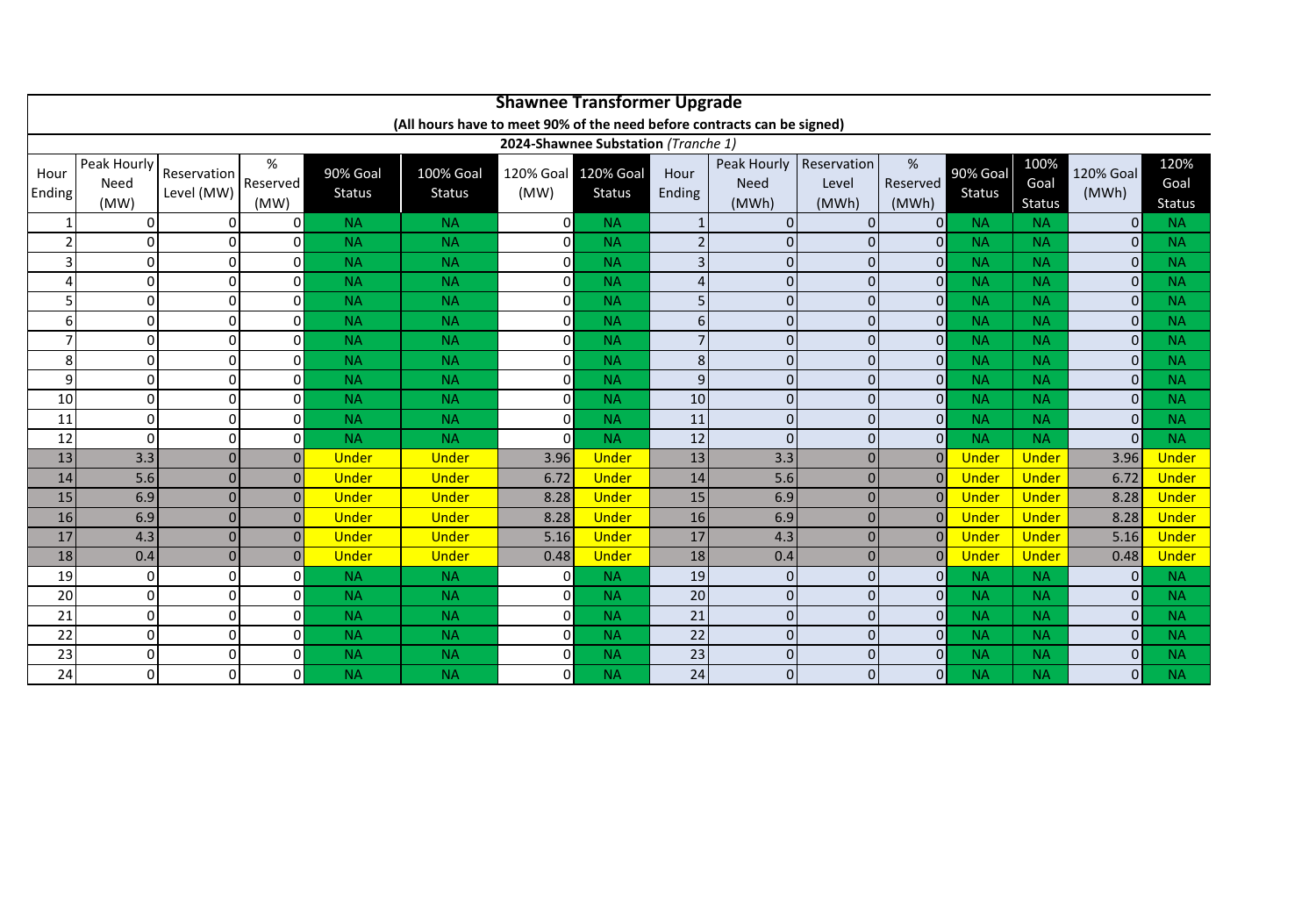## Shawnee Transformer Upgrade

**(All hours have to meet 90% of the need before contracts can be signed)**

**2024-Shawnee Substation** *(Tranche 1)*

| Hour Ending | Peak Hourly Need (MW) | Reservation Level (MW) | % Reserved (MW) | 90% Goal Status | 100% Goal Status | 120% Goal (MW) | 120% Goal Status | Hour Ending | Peak Hourly Need (MWh) | Reservation Level (MWh) | % Reserved (MWh) | 90% Goal Status | 100% Goal Status | 120% Goal (MWh) | 120% Goal Status |
|---|---|---|---|---|---|---|---|---|---|---|---|---|---|---|---|
| 1 | 0 | 0 | 0 | NA | NA | 0 | NA | 1 | 0 | 0 | 0 | NA | NA | 0 | NA |
| 2 | 0 | 0 | 0 | NA | NA | 0 | NA | 2 | 0 | 0 | 0 | NA | NA | 0 | NA |
| 3 | 0 | 0 | 0 | NA | NA | 0 | NA | 3 | 0 | 0 | 0 | NA | NA | 0 | NA |
| 4 | 0 | 0 | 0 | NA | NA | 0 | NA | 4 | 0 | 0 | 0 | NA | NA | 0 | NA |
| 5 | 0 | 0 | 0 | NA | NA | 0 | NA | 5 | 0 | 0 | 0 | NA | NA | 0 | NA |
| 6 | 0 | 0 | 0 | NA | NA | 0 | NA | 6 | 0 | 0 | 0 | NA | NA | 0 | NA |
| 7 | 0 | 0 | 0 | NA | NA | 0 | NA | 7 | 0 | 0 | 0 | NA | NA | 0 | NA |
| 8 | 0 | 0 | 0 | NA | NA | 0 | NA | 8 | 0 | 0 | 0 | NA | NA | 0 | NA |
| 9 | 0 | 0 | 0 | NA | NA | 0 | NA | 9 | 0 | 0 | 0 | NA | NA | 0 | NA |
| 10 | 0 | 0 | 0 | NA | NA | 0 | NA | 10 | 0 | 0 | 0 | NA | NA | 0 | NA |
| 11 | 0 | 0 | 0 | NA | NA | 0 | NA | 11 | 0 | 0 | 0 | NA | NA | 0 | NA |
| 12 | 0 | 0 | 0 | NA | NA | 0 | NA | 12 | 0 | 0 | 0 | NA | NA | 0 | NA |
| 13 | 3.3 | 0 | 0 | Under | Under | 3.96 | Under | 13 | 3.3 | 0 | 0 | Under | Under | 3.96 | Under |
| 14 | 5.6 | 0 | 0 | Under | Under | 6.72 | Under | 14 | 5.6 | 0 | 0 | Under | Under | 6.72 | Under |
| 15 | 6.9 | 0 | 0 | Under | Under | 8.28 | Under | 15 | 6.9 | 0 | 0 | Under | Under | 8.28 | Under |
| 16 | 6.9 | 0 | 0 | Under | Under | 8.28 | Under | 16 | 6.9 | 0 | 0 | Under | Under | 8.28 | Under |
| 17 | 4.3 | 0 | 0 | Under | Under | 5.16 | Under | 17 | 4.3 | 0 | 0 | Under | Under | 5.16 | Under |
| 18 | 0.4 | 0 | 0 | Under | Under | 0.48 | Under | 18 | 0.4 | 0 | 0 | Under | Under | 0.48 | Under |
| 19 | 0 | 0 | 0 | NA | NA | 0 | NA | 19 | 0 | 0 | 0 | NA | NA | 0 | NA |
| 20 | 0 | 0 | 0 | NA | NA | 0 | NA | 20 | 0 | 0 | 0 | NA | NA | 0 | NA |
| 21 | 0 | 0 | 0 | NA | NA | 0 | NA | 21 | 0 | 0 | 0 | NA | NA | 0 | NA |
| 22 | 0 | 0 | 0 | NA | NA | 0 | NA | 22 | 0 | 0 | 0 | NA | NA | 0 | NA |
| 23 | 0 | 0 | 0 | NA | NA | 0 | NA | 23 | 0 | 0 | 0 | NA | NA | 0 | NA |
| 24 | 0 | 0 | 0 | NA | NA | 0 | NA | 24 | 0 | 0 | 0 | NA | NA | 0 | NA |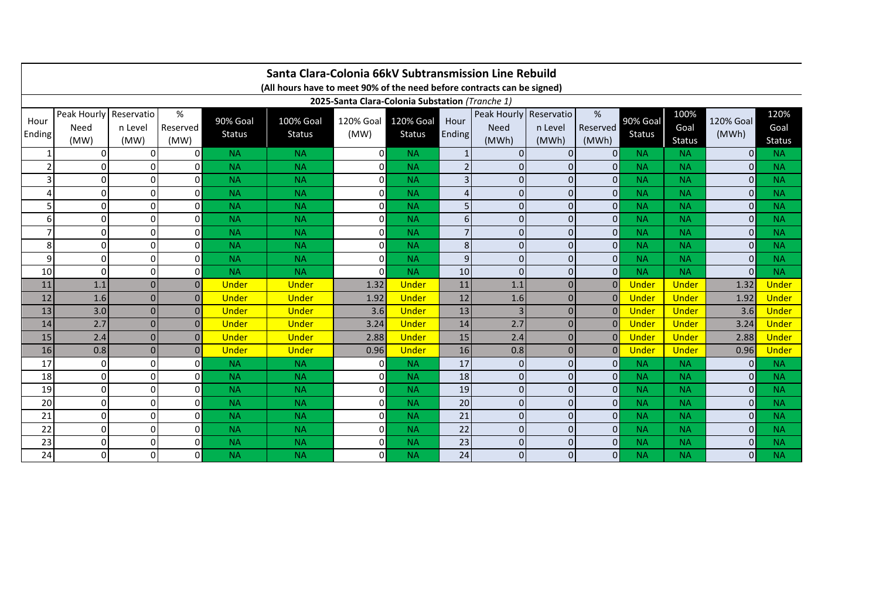# Santa Clara-Colonia 66kV Subtransmission Line Rebuild

**(All hours have to meet 90% of the need before contracts can be signed)**

**2025-Santa Clara-Colonia Substation** *(Tranche 1)*

| Hour Ending | Peak Hourly Need (MW) | Reservation Level (MW) | % Reserved (MW) | 90% Goal Status | 100% Goal Status | 120% Goal (MW) | 120% Goal Status | Hour Ending | Peak Hourly Need (MWh) | Reservation Level (MWh) | % Reserved (MWh) | 90% Goal Status | 100% Goal Status | 120% Goal (MWh) | 120% Goal Status |
|---|---|---|---|---|---|---|---|---|---|---|---|---|---|---|---|
| 1 | 0 | 0 | 0 | NA | NA | 0 | NA | 1 | 0 | 0 | 0 | NA | NA | 0 | NA |
| 2 | 0 | 0 | 0 | NA | NA | 0 | NA | 2 | 0 | 0 | 0 | NA | NA | 0 | NA |
| 3 | 0 | 0 | 0 | NA | NA | 0 | NA | 3 | 0 | 0 | 0 | NA | NA | 0 | NA |
| 4 | 0 | 0 | 0 | NA | NA | 0 | NA | 4 | 0 | 0 | 0 | NA | NA | 0 | NA |
| 5 | 0 | 0 | 0 | NA | NA | 0 | NA | 5 | 0 | 0 | 0 | NA | NA | 0 | NA |
| 6 | 0 | 0 | 0 | NA | NA | 0 | NA | 6 | 0 | 0 | 0 | NA | NA | 0 | NA |
| 7 | 0 | 0 | 0 | NA | NA | 0 | NA | 7 | 0 | 0 | 0 | NA | NA | 0 | NA |
| 8 | 0 | 0 | 0 | NA | NA | 0 | NA | 8 | 0 | 0 | 0 | NA | NA | 0 | NA |
| 9 | 0 | 0 | 0 | NA | NA | 0 | NA | 9 | 0 | 0 | 0 | NA | NA | 0 | NA |
| 10 | 0 | 0 | 0 | NA | NA | 0 | NA | 10 | 0 | 0 | 0 | NA | NA | 0 | NA |
| 11 | 1.1 | 0 | 0 | Under | Under | 1.32 | Under | 11 | 1.1 | 0 | 0 | Under | Under | 1.32 | Under |
| 12 | 1.6 | 0 | 0 | Under | Under | 1.92 | Under | 12 | 1.6 | 0 | 0 | Under | Under | 1.92 | Under |
| 13 | 3.0 | 0 | 0 | Under | Under | 3.6 | Under | 13 | 3 | 0 | 0 | Under | Under | 3.6 | Under |
| 14 | 2.7 | 0 | 0 | Under | Under | 3.24 | Under | 14 | 2.7 | 0 | 0 | Under | Under | 3.24 | Under |
| 15 | 2.4 | 0 | 0 | Under | Under | 2.88 | Under | 15 | 2.4 | 0 | 0 | Under | Under | 2.88 | Under |
| 16 | 0.8 | 0 | 0 | Under | Under | 0.96 | Under | 16 | 0.8 | 0 | 0 | Under | Under | 0.96 | Under |
| 17 | 0 | 0 | 0 | NA | NA | 0 | NA | 17 | 0 | 0 | 0 | NA | NA | 0 | NA |
| 18 | 0 | 0 | 0 | NA | NA | 0 | NA | 18 | 0 | 0 | 0 | NA | NA | 0 | NA |
| 19 | 0 | 0 | 0 | NA | NA | 0 | NA | 19 | 0 | 0 | 0 | NA | NA | 0 | NA |
| 20 | 0 | 0 | 0 | NA | NA | 0 | NA | 20 | 0 | 0 | 0 | NA | NA | 0 | NA |
| 21 | 0 | 0 | 0 | NA | NA | 0 | NA | 21 | 0 | 0 | 0 | NA | NA | 0 | NA |
| 22 | 0 | 0 | 0 | NA | NA | 0 | NA | 22 | 0 | 0 | 0 | NA | NA | 0 | NA |
| 23 | 0 | 0 | 0 | NA | NA | 0 | NA | 23 | 0 | 0 | 0 | NA | NA | 0 | NA |
| 24 | 0 | 0 | 0 | NA | NA | 0 | NA | 24 | 0 | 0 | 0 | NA | NA | 0 | NA |